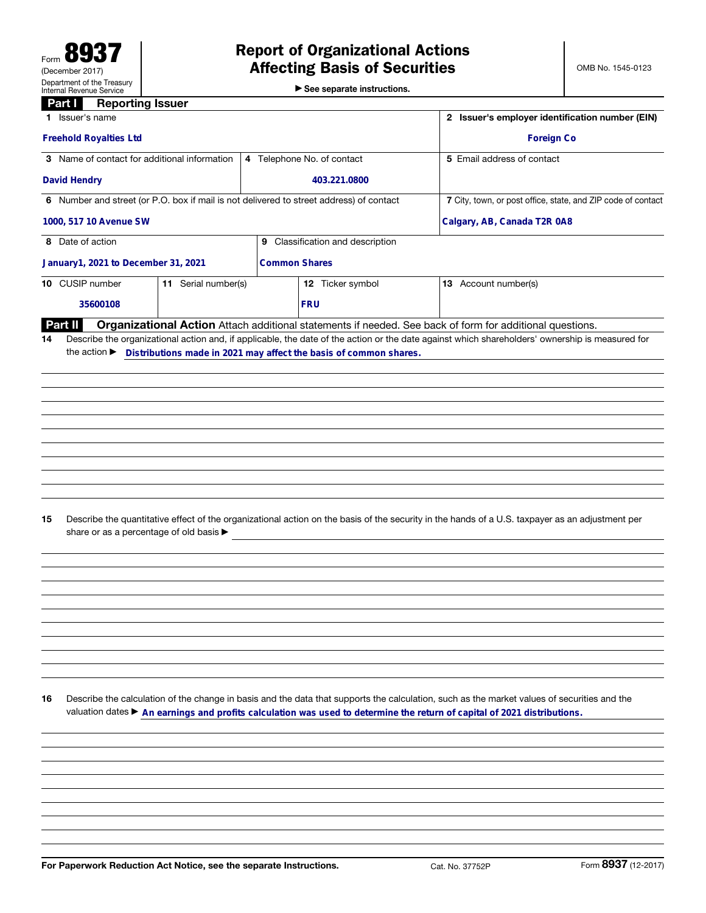Form **8937**
(December 2017)
Department of the Treasury
Internal Revenue Service

# Report of Organizational Actions Affecting Basis of Securities

▶ See separate instructions.

OMB No. 1545-0123

## Part I Reporting Issuer

| Field | Value |
|---|---|
| 1 Issuer's name | Freehold Royalties Ltd |
| 2 Issuer's employer identification number (EIN) | Foreign Co |
| 3 Name of contact for additional information | David Hendry |
| 4 Telephone No. of contact | 403.221.0800 |
| 5 Email address of contact | |
| 6 Number and street (or P.O. box if mail is not delivered to street address) of contact | 1000, 517 10 Avenue SW |
| 7 City, town, or post office, state, and ZIP code of contact | Calgary, AB, Canada T2R 0A8 |
| 8 Date of action | January1, 2021 to December 31, 2021 |
| 9 Classification and description | Common Shares |
| 10 CUSIP number | 35600108 |
| 11 Serial number(s) | |
| 12 Ticker symbol | FRU |
| 13 Account number(s) | |

## Part II Organizational Action

Attach additional statements if needed. See back of form for additional questions.

**14** Describe the organizational action and, if applicable, the date of the action or the date against which shareholders' ownership is measured for the action ▶ Distributions made in 2021 may affect the basis of common shares.

**15** Describe the quantitative effect of the organizational action on the basis of the security in the hands of a U.S. taxpayer as an adjustment per share or as a percentage of old basis ▶

**16** Describe the calculation of the change in basis and the data that supports the calculation, such as the market values of securities and the valuation dates ▶ An earnings and profits calculation was used to determine the return of capital of 2021 distributions.

For Paperwork Reduction Act Notice, see the separate Instructions. Cat. No. 37752P Form **8937** (12-2017)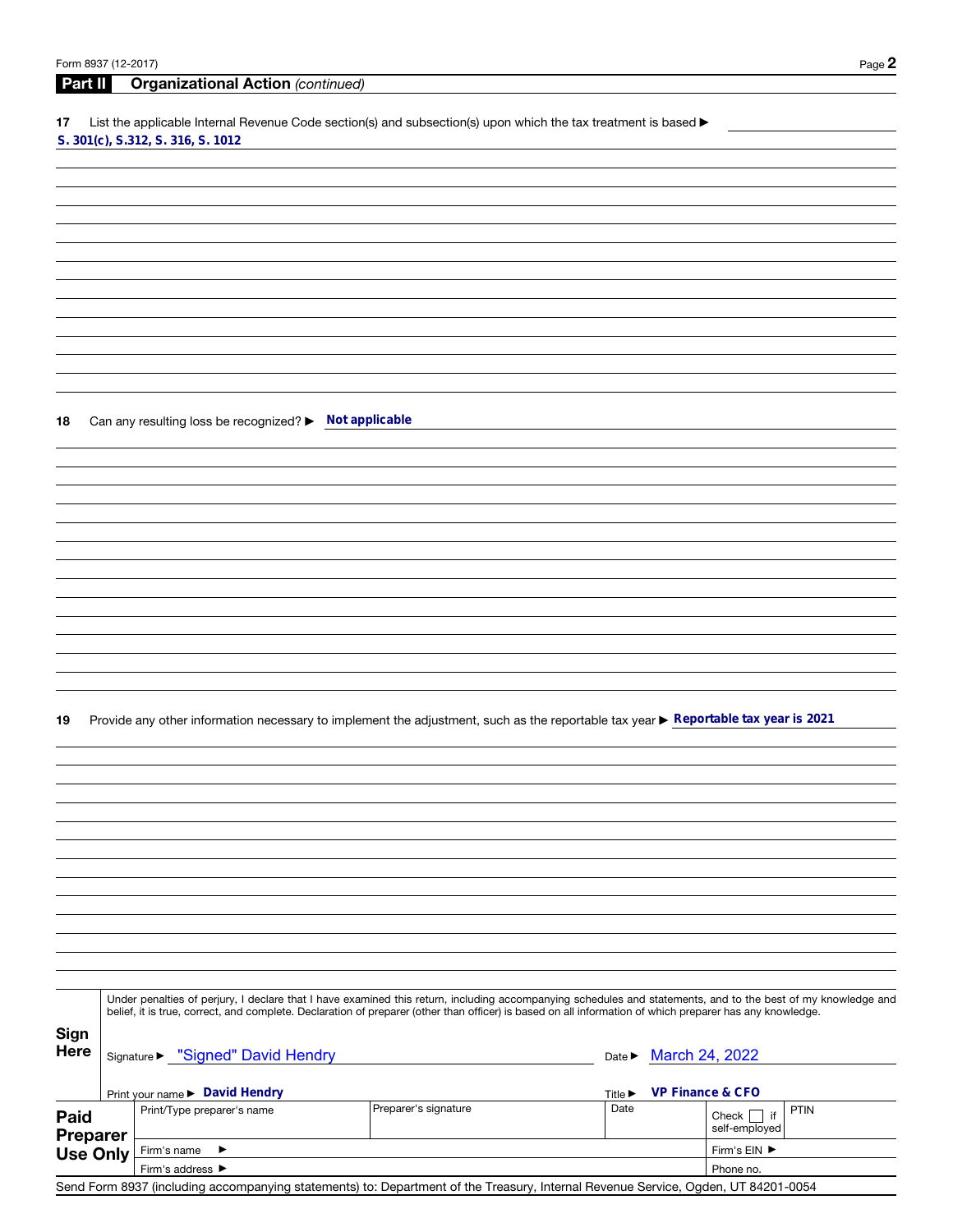Form 8937 (12-2017)

## Part II Organizational Action *(continued)*

**17** List the applicable Internal Revenue Code section(s) and subsection(s) upon which the tax treatment is based ▶

**S. 301(c), S.312, S. 316, S. 1012**

**18** Can any resulting loss be recognized? ▶ **Not applicable**

**19** Provide any other information necessary to implement the adjustment, such as the reportable tax year ▶ **Reportable tax year is 2021**

**Sign Here**

Under penalties of perjury, I declare that I have examined this return, including accompanying schedules and statements, and to the best of my knowledge and belief, it is true, correct, and complete. Declaration of preparer (other than officer) is based on all information of which preparer has any knowledge.

Signature ▶ "Signed" David Hendry     Date ▶ March 24, 2022

Print your name ▶ **David Hendry**     Title ▶ **VP Finance & CFO**

**Paid Preparer Use Only**

| Print/Type preparer's name | Preparer's signature | Date | Check ☐ if self-employed | PTIN |
|---|---|---|---|---|
| Firm's name ▶ | | | Firm's EIN ▶ | |
| Firm's address ▶ | | | Phone no. | |

Send Form 8937 (including accompanying statements) to: Department of the Treasury, Internal Revenue Service, Ogden, UT 84201-0054